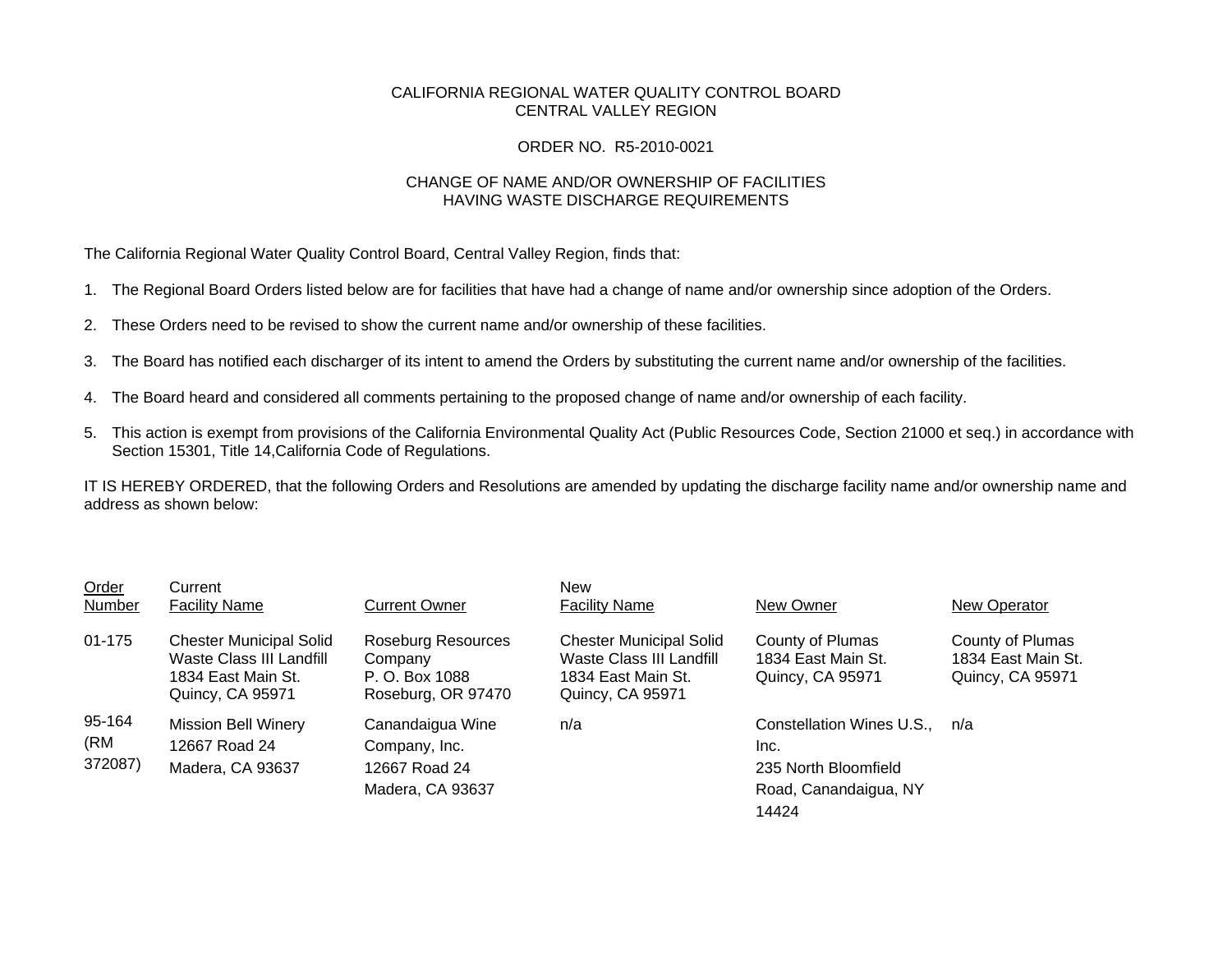CALIFORNIA REGIONAL WATER QUALITY CONTROL BOARD
CENTRAL VALLEY REGION

ORDER NO. R5-2010-0021

CHANGE OF NAME AND/OR OWNERSHIP OF FACILITIES
HAVING WASTE DISCHARGE REQUIREMENTS

The California Regional Water Quality Control Board, Central Valley Region, finds that:

1. The Regional Board Orders listed below are for facilities that have had a change of name and/or ownership since adoption of the Orders.

2. These Orders need to be revised to show the current name and/or ownership of these facilities.

3. The Board has notified each discharger of its intent to amend the Orders by substituting the current name and/or ownership of the facilities.

4. The Board heard and considered all comments pertaining to the proposed change of name and/or ownership of each facility.

5. This action is exempt from provisions of the California Environmental Quality Act (Public Resources Code, Section 21000 et seq.) in accordance with Section 15301, Title 14,California Code of Regulations.

IT IS HEREBY ORDERED, that the following Orders and Resolutions are amended by updating the discharge facility name and/or ownership name and address as shown below:

| Order Number | Current Facility Name | Current Owner | New Facility Name | New Owner | New Operator |
|---|---|---|---|---|---|
| 01-175 | Chester Municipal Solid Waste Class III Landfill 1834 East Main St. Quincy, CA 95971 | Roseburg Resources Company P. O. Box 1088 Roseburg, OR 97470 | Chester Municipal Solid Waste Class III Landfill 1834 East Main St. Quincy, CA 95971 | County of Plumas 1834 East Main St. Quincy, CA 95971 | County of Plumas 1834 East Main St. Quincy, CA 95971 |
| 95-164 (RM 372087) | Mission Bell Winery 12667 Road 24 Madera, CA 93637 | Canandaigua Wine Company, Inc. 12667 Road 24 Madera, CA 93637 | n/a | Constellation Wines U.S., Inc. 235 North Bloomfield Road, Canandaigua, NY 14424 | n/a |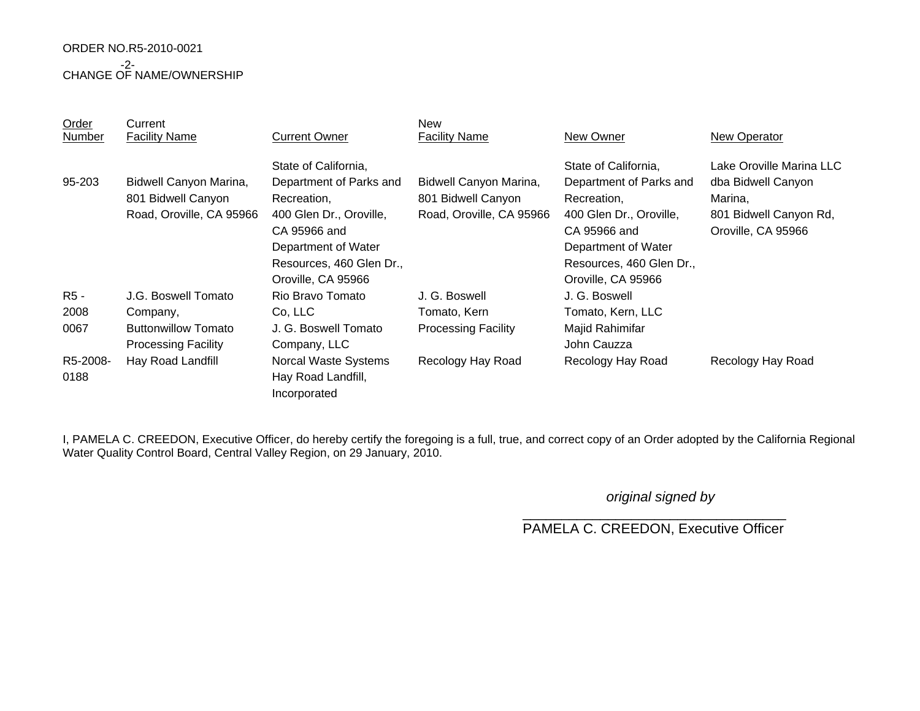ORDER NO.R5-2010-0021
CHANGE OF NAME/OWNERSHIP

| Order Number | Current Facility Name | Current Owner | New Facility Name | New Owner | New Operator |
|---|---|---|---|---|---|
| 95-203 | Bidwell Canyon Marina, 801 Bidwell Canyon Road, Oroville, CA 95966 | State of California, Department of Parks and Recreation, 400 Glen Dr., Oroville, CA 95966 and Department of Water Resources, 460 Glen Dr., Oroville, CA 95966 | Bidwell Canyon Marina, 801 Bidwell Canyon Road, Oroville, CA 95966 | State of California, Department of Parks and Recreation, 400 Glen Dr., Oroville, CA 95966 and Department of Water Resources, 460 Glen Dr., Oroville, CA 95966 | Lake Oroville Marina LLC dba Bidwell Canyon Marina, 801 Bidwell Canyon Rd, Oroville, CA 95966 |
| R5 - 2008 0067 | J.G. Boswell Tomato Company, Buttonwillow Tomato Processing Facility | Rio Bravo Tomato Co, LLC J. G. Boswell Tomato Company, LLC | J. G. Boswell Tomato, Kern Processing Facility | J. G. Boswell Tomato, Kern, LLC Majid Rahimifar John Cauzza | |
| R5-2008-0188 | Hay Road Landfill | Norcal Waste Systems Hay Road Landfill, Incorporated | Recology Hay Road | Recology Hay Road | Recology Hay Road |

I, PAMELA C. CREEDON, Executive Officer, do hereby certify the foregoing is a full, true, and correct copy of an Order adopted by the California Regional Water Quality Control Board, Central Valley Region, on 29 January, 2010.

*original signed by*

PAMELA C. CREEDON, Executive Officer